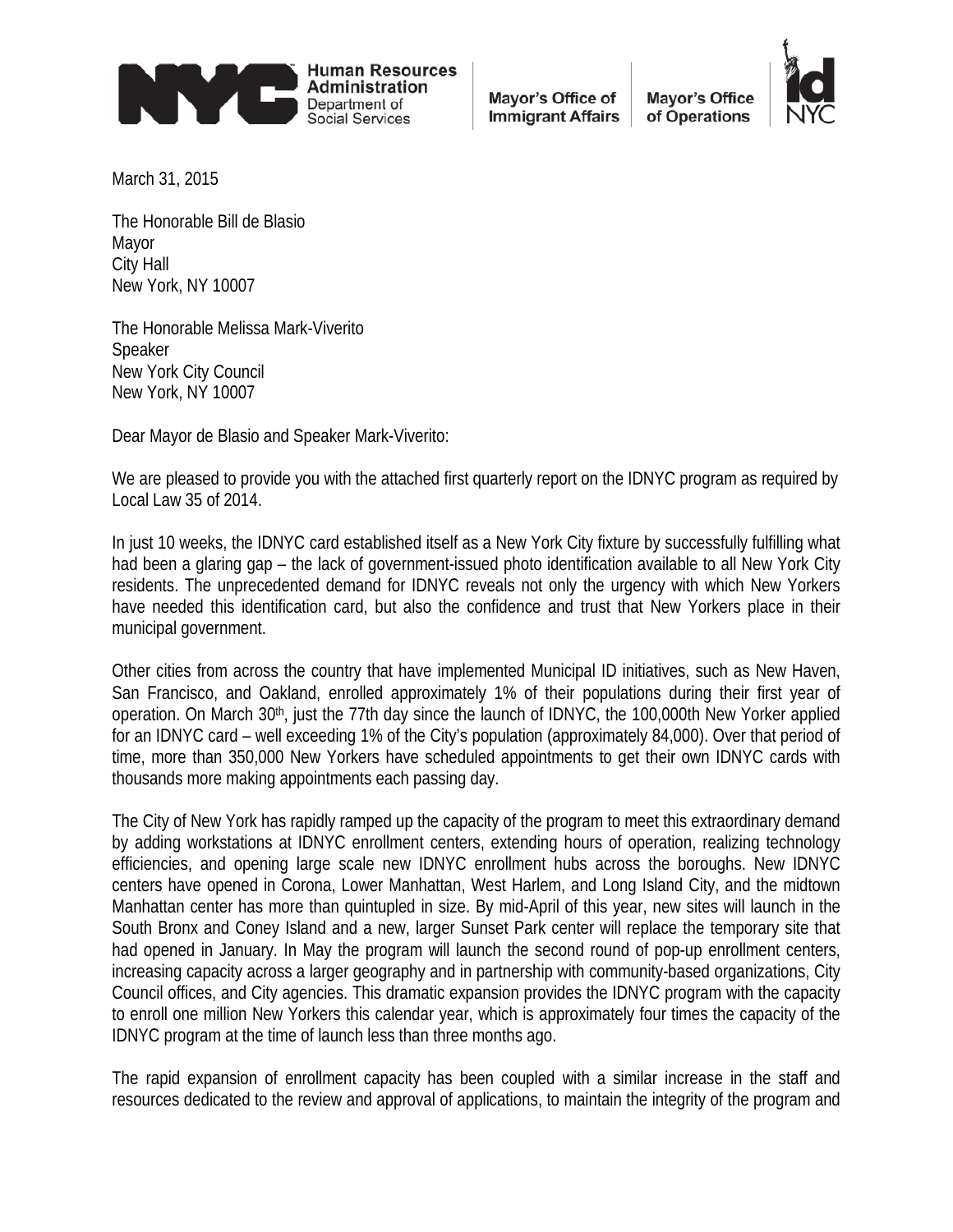Human Resources Administration Department of Social Services | Mayor's Office of Immigrant Affairs | Mayor's Office of Operations | IDNYC

March 31, 2015

The Honorable Bill de Blasio
Mayor
City Hall
New York, NY 10007

The Honorable Melissa Mark-Viverito
Speaker
New York City Council
New York, NY 10007

Dear Mayor de Blasio and Speaker Mark-Viverito:

We are pleased to provide you with the attached first quarterly report on the IDNYC program as required by Local Law 35 of 2014.

In just 10 weeks, the IDNYC card established itself as a New York City fixture by successfully fulfilling what had been a glaring gap – the lack of government-issued photo identification available to all New York City residents. The unprecedented demand for IDNYC reveals not only the urgency with which New Yorkers have needed this identification card, but also the confidence and trust that New Yorkers place in their municipal government.

Other cities from across the country that have implemented Municipal ID initiatives, such as New Haven, San Francisco, and Oakland, enrolled approximately 1% of their populations during their first year of operation. On March 30th, just the 77th day since the launch of IDNYC, the 100,000th New Yorker applied for an IDNYC card – well exceeding 1% of the City's population (approximately 84,000). Over that period of time, more than 350,000 New Yorkers have scheduled appointments to get their own IDNYC cards with thousands more making appointments each passing day.

The City of New York has rapidly ramped up the capacity of the program to meet this extraordinary demand by adding workstations at IDNYC enrollment centers, extending hours of operation, realizing technology efficiencies, and opening large scale new IDNYC enrollment hubs across the boroughs. New IDNYC centers have opened in Corona, Lower Manhattan, West Harlem, and Long Island City, and the midtown Manhattan center has more than quintupled in size. By mid-April of this year, new sites will launch in the South Bronx and Coney Island and a new, larger Sunset Park center will replace the temporary site that had opened in January. In May the program will launch the second round of pop-up enrollment centers, increasing capacity across a larger geography and in partnership with community-based organizations, City Council offices, and City agencies. This dramatic expansion provides the IDNYC program with the capacity to enroll one million New Yorkers this calendar year, which is approximately four times the capacity of the IDNYC program at the time of launch less than three months ago.

The rapid expansion of enrollment capacity has been coupled with a similar increase in the staff and resources dedicated to the review and approval of applications, to maintain the integrity of the program and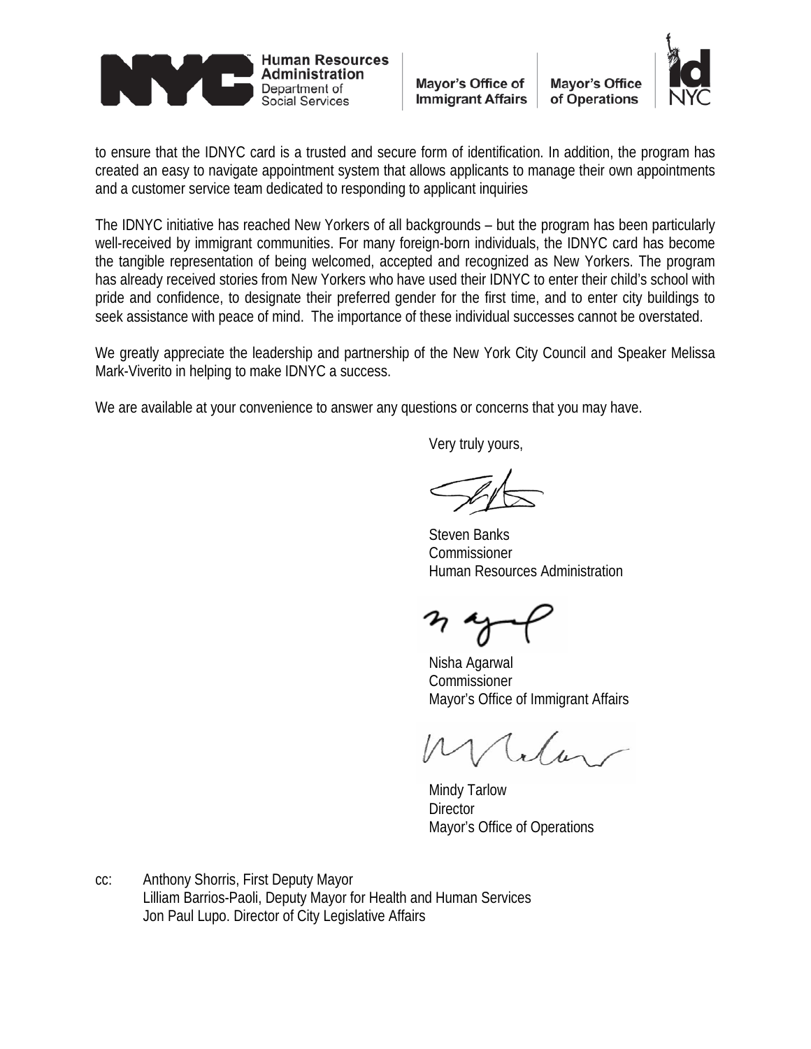to ensure that the IDNYC card is a trusted and secure form of identification. In addition, the program has created an easy to navigate appointment system that allows applicants to manage their own appointments and a customer service team dedicated to responding to applicant inquiries

The IDNYC initiative has reached New Yorkers of all backgrounds – but the program has been particularly well-received by immigrant communities. For many foreign-born individuals, the IDNYC card has become the tangible representation of being welcomed, accepted and recognized as New Yorkers. The program has already received stories from New Yorkers who have used their IDNYC to enter their child's school with pride and confidence, to designate their preferred gender for the first time, and to enter city buildings to seek assistance with peace of mind. The importance of these individual successes cannot be overstated.

We greatly appreciate the leadership and partnership of the New York City Council and Speaker Melissa Mark-Viverito in helping to make IDNYC a success.

We are available at your convenience to answer any questions or concerns that you may have.

Very truly yours,

Steven Banks
Commissioner
Human Resources Administration

Nisha Agarwal
Commissioner
Mayor's Office of Immigrant Affairs

Mindy Tarlow
Director
Mayor's Office of Operations

cc: Anthony Shorris, First Deputy Mayor
Lilliam Barrios-Paoli, Deputy Mayor for Health and Human Services
Jon Paul Lupo. Director of City Legislative Affairs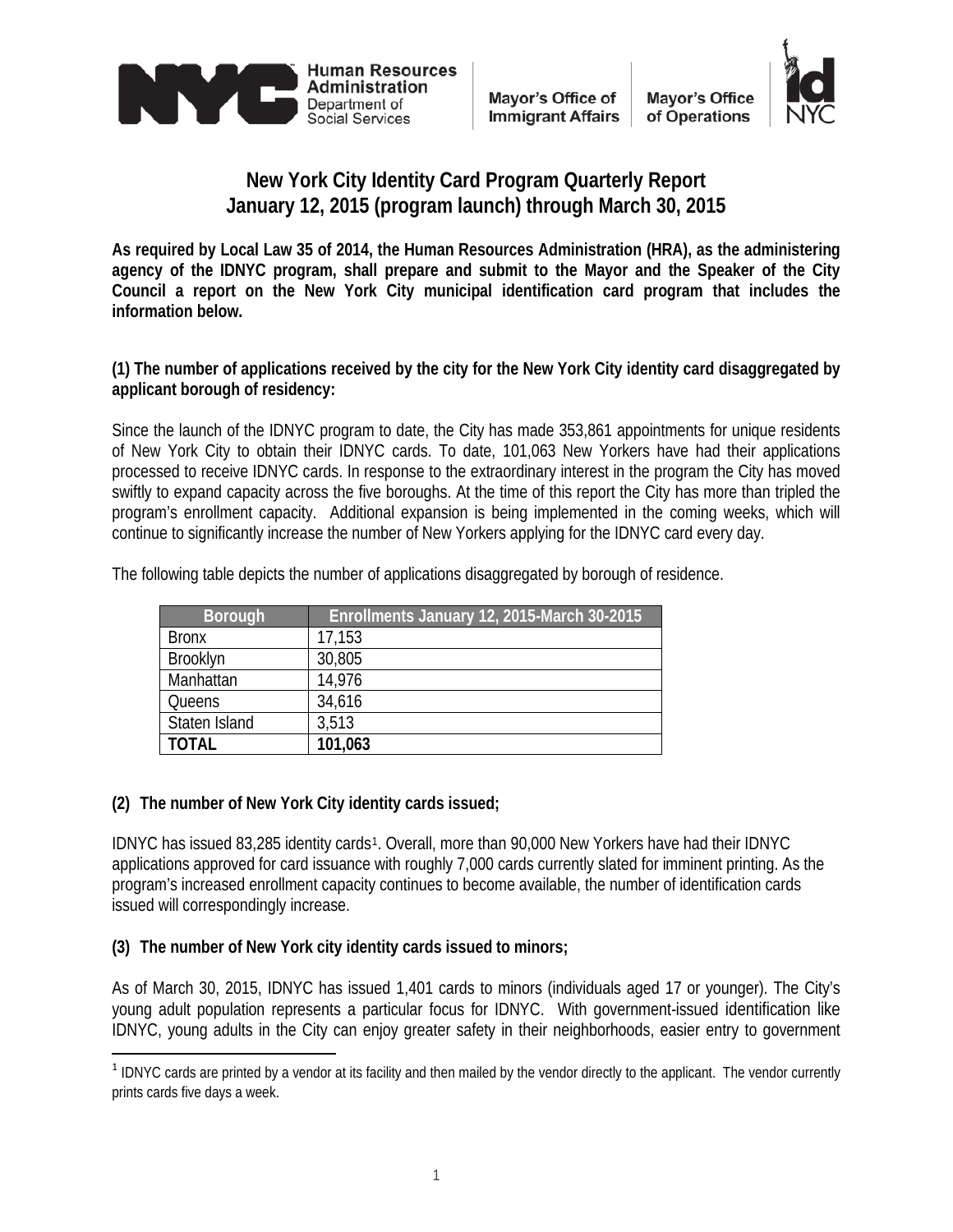# New York City Identity Card Program Quarterly Report
## January 12, 2015 (program launch) through March 30, 2015

**As required by Local Law 35 of 2014, the Human Resources Administration (HRA), as the administering agency of the IDNYC program, shall prepare and submit to the Mayor and the Speaker of the City Council a report on the New York City municipal identification card program that includes the information below.**

**(1) The number of applications received by the city for the New York City identity card disaggregated by applicant borough of residency:**

Since the launch of the IDNYC program to date, the City has made 353,861 appointments for unique residents of New York City to obtain their IDNYC cards. To date, 101,063 New Yorkers have had their applications processed to receive IDNYC cards. In response to the extraordinary interest in the program the City has moved swiftly to expand capacity across the five boroughs. At the time of this report the City has more than tripled the program's enrollment capacity. Additional expansion is being implemented in the coming weeks, which will continue to significantly increase the number of New Yorkers applying for the IDNYC card every day.

The following table depicts the number of applications disaggregated by borough of residence.

| Borough | Enrollments January 12, 2015-March 30-2015 |
|---|---|
| Bronx | 17,153 |
| Brooklyn | 30,805 |
| Manhattan | 14,976 |
| Queens | 34,616 |
| Staten Island | 3,513 |
| **TOTAL** | **101,063** |

**(2) The number of New York City identity cards issued;**

IDNYC has issued 83,285 identity cards[1]. Overall, more than 90,000 New Yorkers have had their IDNYC applications approved for card issuance with roughly 7,000 cards currently slated for imminent printing. As the program's increased enrollment capacity continues to become available, the number of identification cards issued will correspondingly increase.

**(3) The number of New York city identity cards issued to minors;**

As of March 30, 2015, IDNYC has issued 1,401 cards to minors (individuals aged 17 or younger). The City's young adult population represents a particular focus for IDNYC. With government-issued identification like IDNYC, young adults in the City can enjoy greater safety in their neighborhoods, easier entry to government

[1] IDNYC cards are printed by a vendor at its facility and then mailed by the vendor directly to the applicant. The vendor currently prints cards five days a week.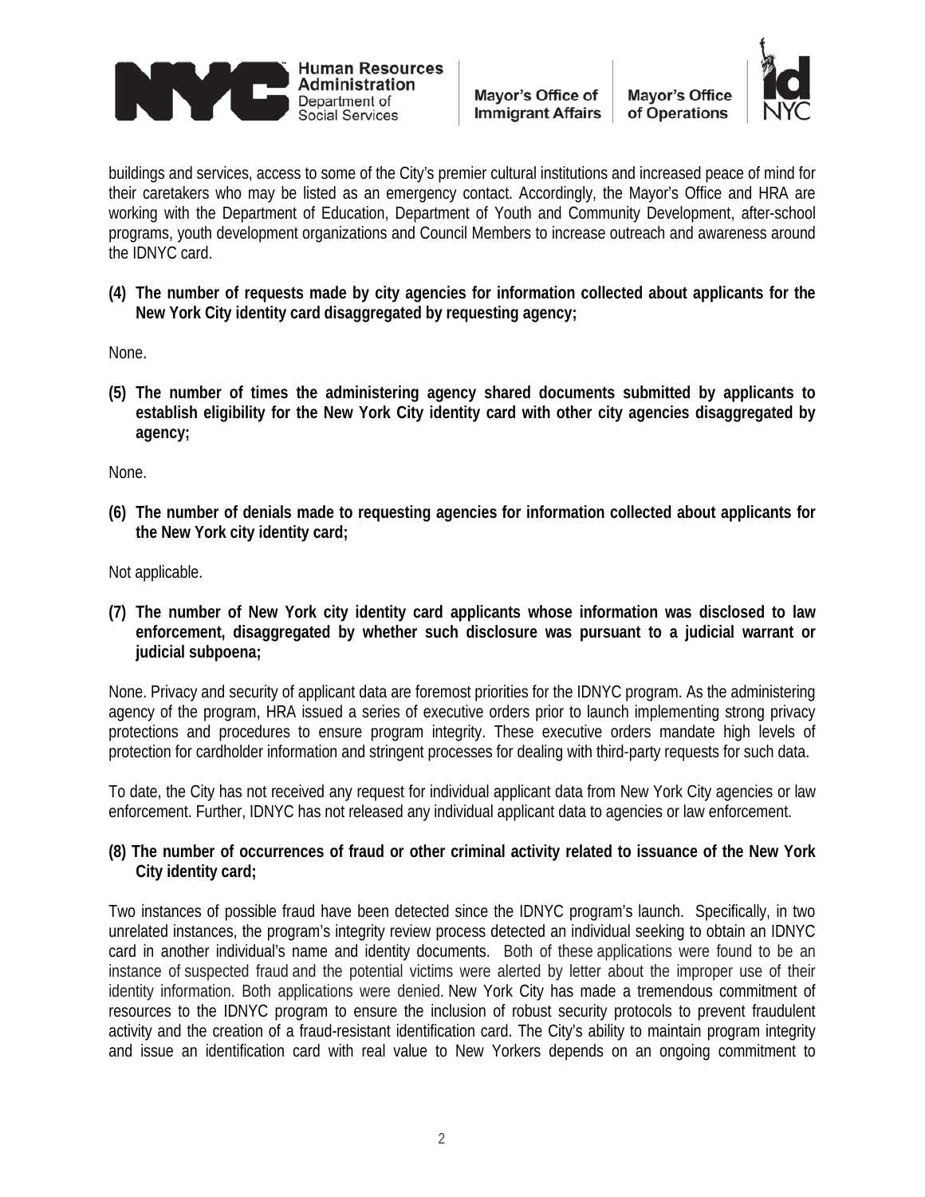buildings and services, access to some of the City's premier cultural institutions and increased peace of mind for their caretakers who may be listed as an emergency contact. Accordingly, the Mayor's Office and HRA are working with the Department of Education, Department of Youth and Community Development, after-school programs, youth development organizations and Council Members to increase outreach and awareness around the IDNYC card.

**(4) The number of requests made by city agencies for information collected about applicants for the New York City identity card disaggregated by requesting agency;**

None.

**(5) The number of times the administering agency shared documents submitted by applicants to establish eligibility for the New York City identity card with other city agencies disaggregated by agency;**

None.

**(6) The number of denials made to requesting agencies for information collected about applicants for the New York city identity card;**

Not applicable.

**(7) The number of New York city identity card applicants whose information was disclosed to law enforcement, disaggregated by whether such disclosure was pursuant to a judicial warrant or judicial subpoena;**

None. Privacy and security of applicant data are foremost priorities for the IDNYC program. As the administering agency of the program, HRA issued a series of executive orders prior to launch implementing strong privacy protections and procedures to ensure program integrity. These executive orders mandate high levels of protection for cardholder information and stringent processes for dealing with third-party requests for such data.

To date, the City has not received any request for individual applicant data from New York City agencies or law enforcement. Further, IDNYC has not released any individual applicant data to agencies or law enforcement.

**(8) The number of occurrences of fraud or other criminal activity related to issuance of the New York City identity card;**

Two instances of possible fraud have been detected since the IDNYC program's launch. Specifically, in two unrelated instances, the program's integrity review process detected an individual seeking to obtain an IDNYC card in another individual's name and identity documents. Both of these applications were found to be an instance of suspected fraud and the potential victims were alerted by letter about the improper use of their identity information. Both applications were denied. New York City has made a tremendous commitment of resources to the IDNYC program to ensure the inclusion of robust security protocols to prevent fraudulent activity and the creation of a fraud-resistant identification card. The City's ability to maintain program integrity and issue an identification card with real value to New Yorkers depends on an ongoing commitment to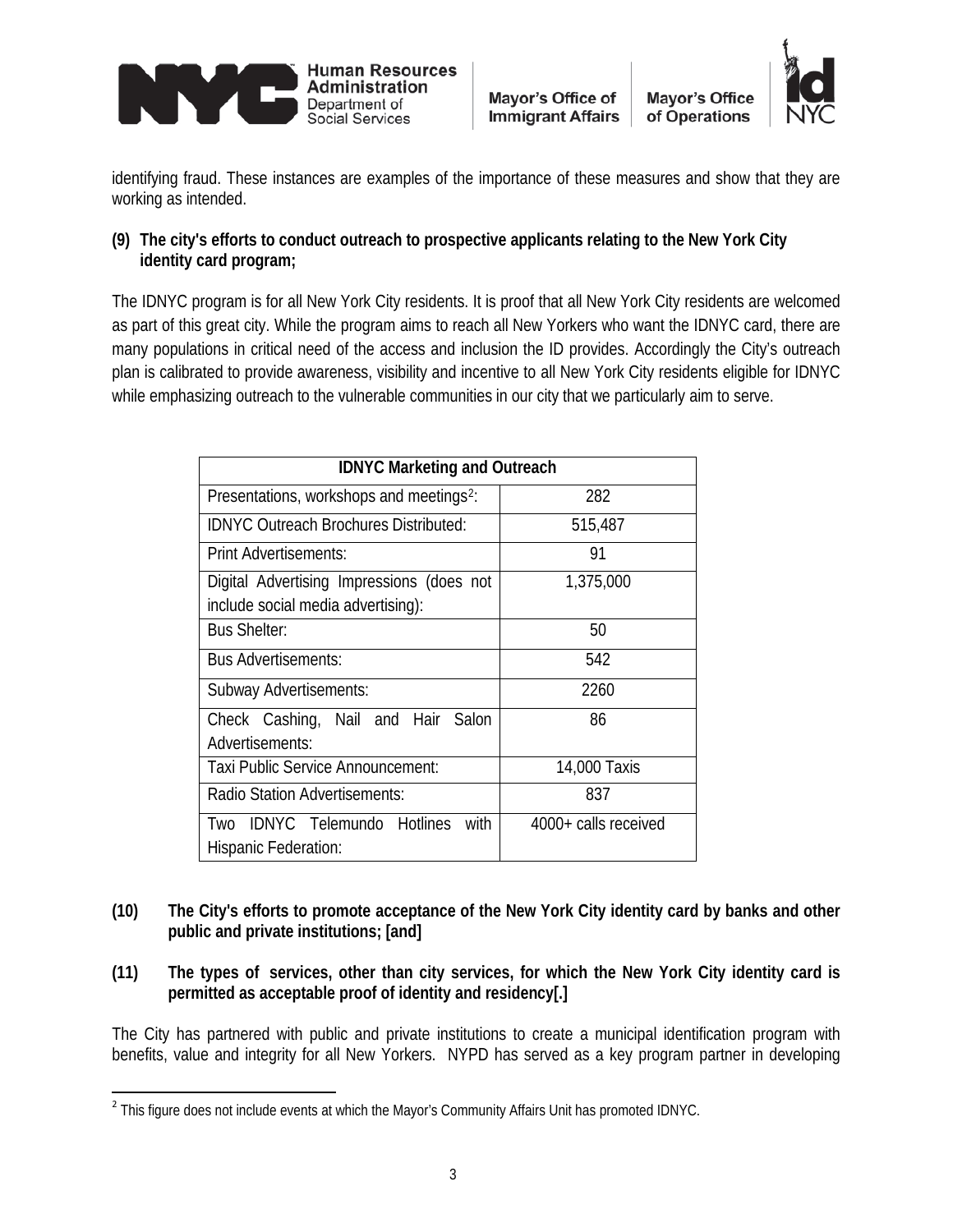identifying fraud. These instances are examples of the importance of these measures and show that they are working as intended.

**(9) The city's efforts to conduct outreach to prospective applicants relating to the New York City identity card program;**

The IDNYC program is for all New York City residents. It is proof that all New York City residents are welcomed as part of this great city. While the program aims to reach all New Yorkers who want the IDNYC card, there are many populations in critical need of the access and inclusion the ID provides. Accordingly the City's outreach plan is calibrated to provide awareness, visibility and incentive to all New York City residents eligible for IDNYC while emphasizing outreach to the vulnerable communities in our city that we particularly aim to serve.

| IDNYC Marketing and Outreach | |
|---|---|
| Presentations, workshops and meetings[2]: | 282 |
| IDNYC Outreach Brochures Distributed: | 515,487 |
| Print Advertisements: | 91 |
| Digital Advertising Impressions (does not include social media advertising): | 1,375,000 |
| Bus Shelter: | 50 |
| Bus Advertisements: | 542 |
| Subway Advertisements: | 2260 |
| Check Cashing, Nail and Hair Salon Advertisements: | 86 |
| Taxi Public Service Announcement: | 14,000 Taxis |
| Radio Station Advertisements: | 837 |
| Two IDNYC Telemundo Hotlines with Hispanic Federation: | 4000+ calls received |

**(10) The City's efforts to promote acceptance of the New York City identity card by banks and other public and private institutions; [and]**

**(11) The types of services, other than city services, for which the New York City identity card is permitted as acceptable proof of identity and residency[.]**

The City has partnered with public and private institutions to create a municipal identification program with benefits, value and integrity for all New Yorkers. NYPD has served as a key program partner in developing

[2] This figure does not include events at which the Mayor's Community Affairs Unit has promoted IDNYC.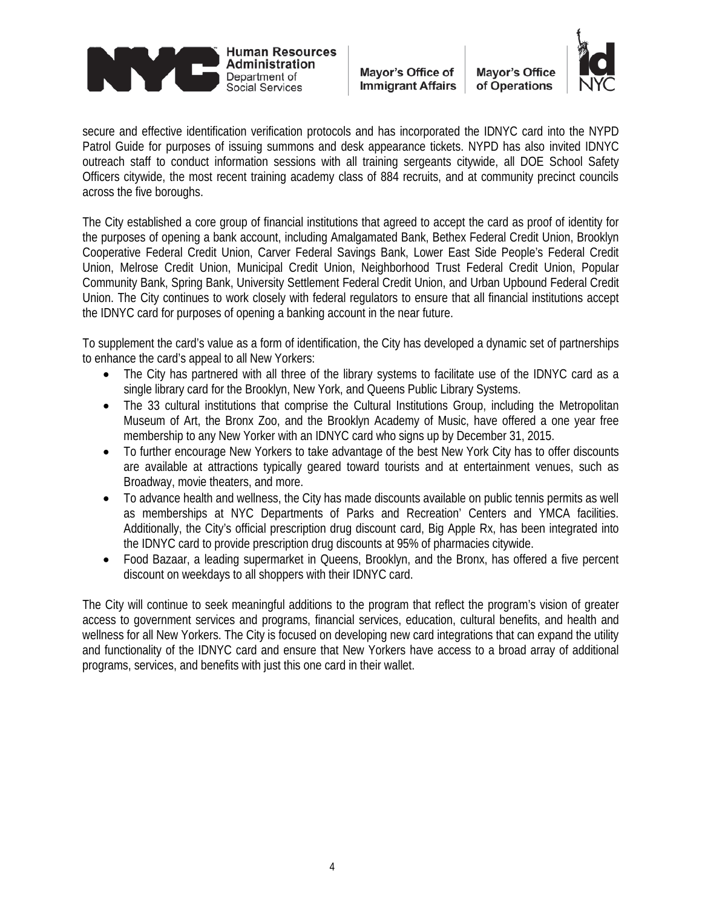secure and effective identification verification protocols and has incorporated the IDNYC card into the NYPD Patrol Guide for purposes of issuing summons and desk appearance tickets. NYPD has also invited IDNYC outreach staff to conduct information sessions with all training sergeants citywide, all DOE School Safety Officers citywide, the most recent training academy class of 884 recruits, and at community precinct councils across the five boroughs.

The City established a core group of financial institutions that agreed to accept the card as proof of identity for the purposes of opening a bank account, including Amalgamated Bank, Bethex Federal Credit Union, Brooklyn Cooperative Federal Credit Union, Carver Federal Savings Bank, Lower East Side People's Federal Credit Union, Melrose Credit Union, Municipal Credit Union, Neighborhood Trust Federal Credit Union, Popular Community Bank, Spring Bank, University Settlement Federal Credit Union, and Urban Upbound Federal Credit Union. The City continues to work closely with federal regulators to ensure that all financial institutions accept the IDNYC card for purposes of opening a banking account in the near future.

To supplement the card's value as a form of identification, the City has developed a dynamic set of partnerships to enhance the card's appeal to all New Yorkers:

- The City has partnered with all three of the library systems to facilitate use of the IDNYC card as a single library card for the Brooklyn, New York, and Queens Public Library Systems.
- The 33 cultural institutions that comprise the Cultural Institutions Group, including the Metropolitan Museum of Art, the Bronx Zoo, and the Brooklyn Academy of Music, have offered a one year free membership to any New Yorker with an IDNYC card who signs up by December 31, 2015.
- To further encourage New Yorkers to take advantage of the best New York City has to offer discounts are available at attractions typically geared toward tourists and at entertainment venues, such as Broadway, movie theaters, and more.
- To advance health and wellness, the City has made discounts available on public tennis permits as well as memberships at NYC Departments of Parks and Recreation' Centers and YMCA facilities. Additionally, the City's official prescription drug discount card, Big Apple Rx, has been integrated into the IDNYC card to provide prescription drug discounts at 95% of pharmacies citywide.
- Food Bazaar, a leading supermarket in Queens, Brooklyn, and the Bronx, has offered a five percent discount on weekdays to all shoppers with their IDNYC card.

The City will continue to seek meaningful additions to the program that reflect the program's vision of greater access to government services and programs, financial services, education, cultural benefits, and health and wellness for all New Yorkers. The City is focused on developing new card integrations that can expand the utility and functionality of the IDNYC card and ensure that New Yorkers have access to a broad array of additional programs, services, and benefits with just this one card in their wallet.